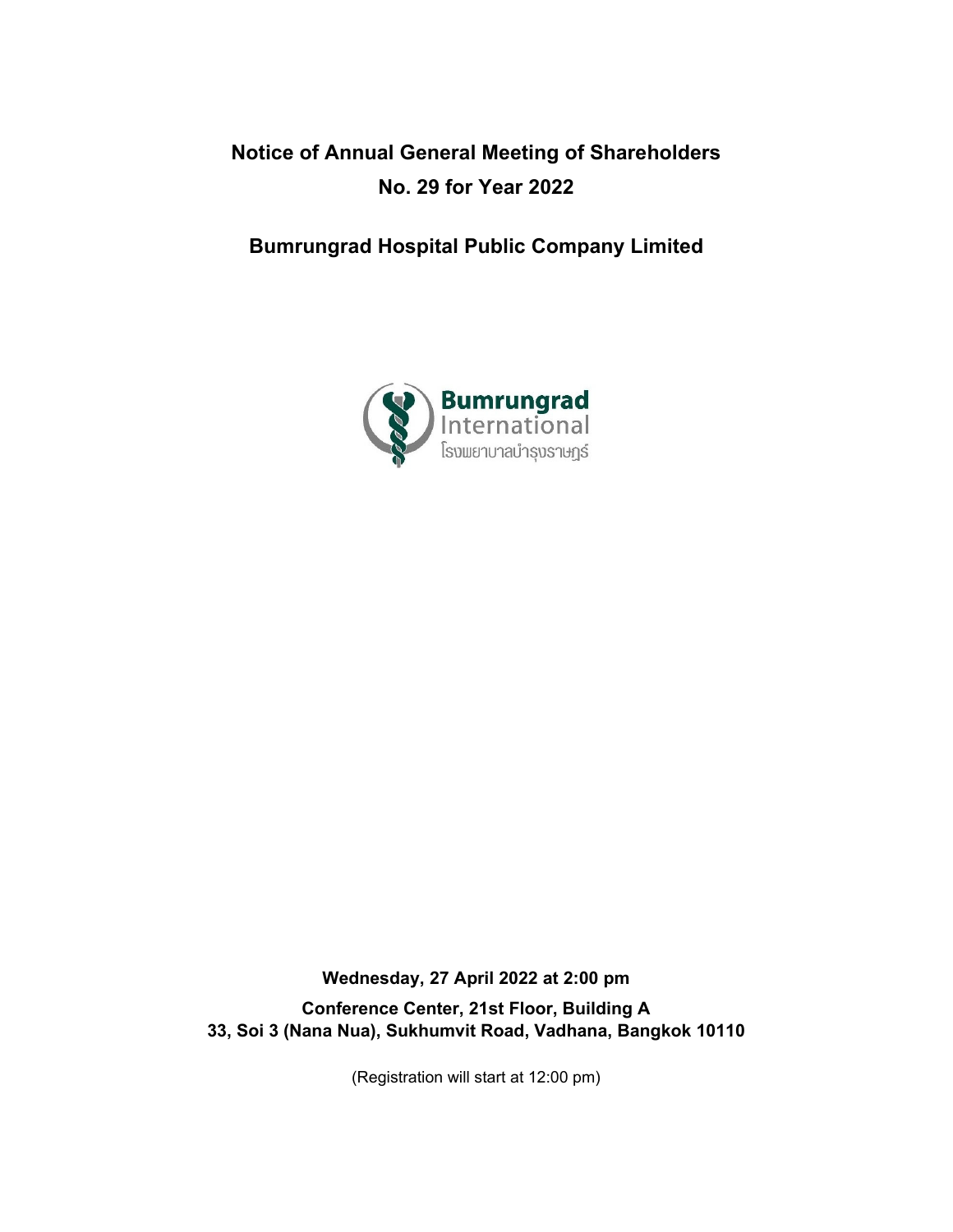# Notice of Annual General Meeting of Shareholders
# No. 29 for Year 2022

## Bumrungrad Hospital Public Company Limited

**Wednesday, 27 April 2022 at 2:00 pm**

**Conference Center, 21st Floor, Building A**
**33, Soi 3 (Nana Nua), Sukhumvit Road, Vadhana, Bangkok 10110**

(Registration will start at 12:00 pm)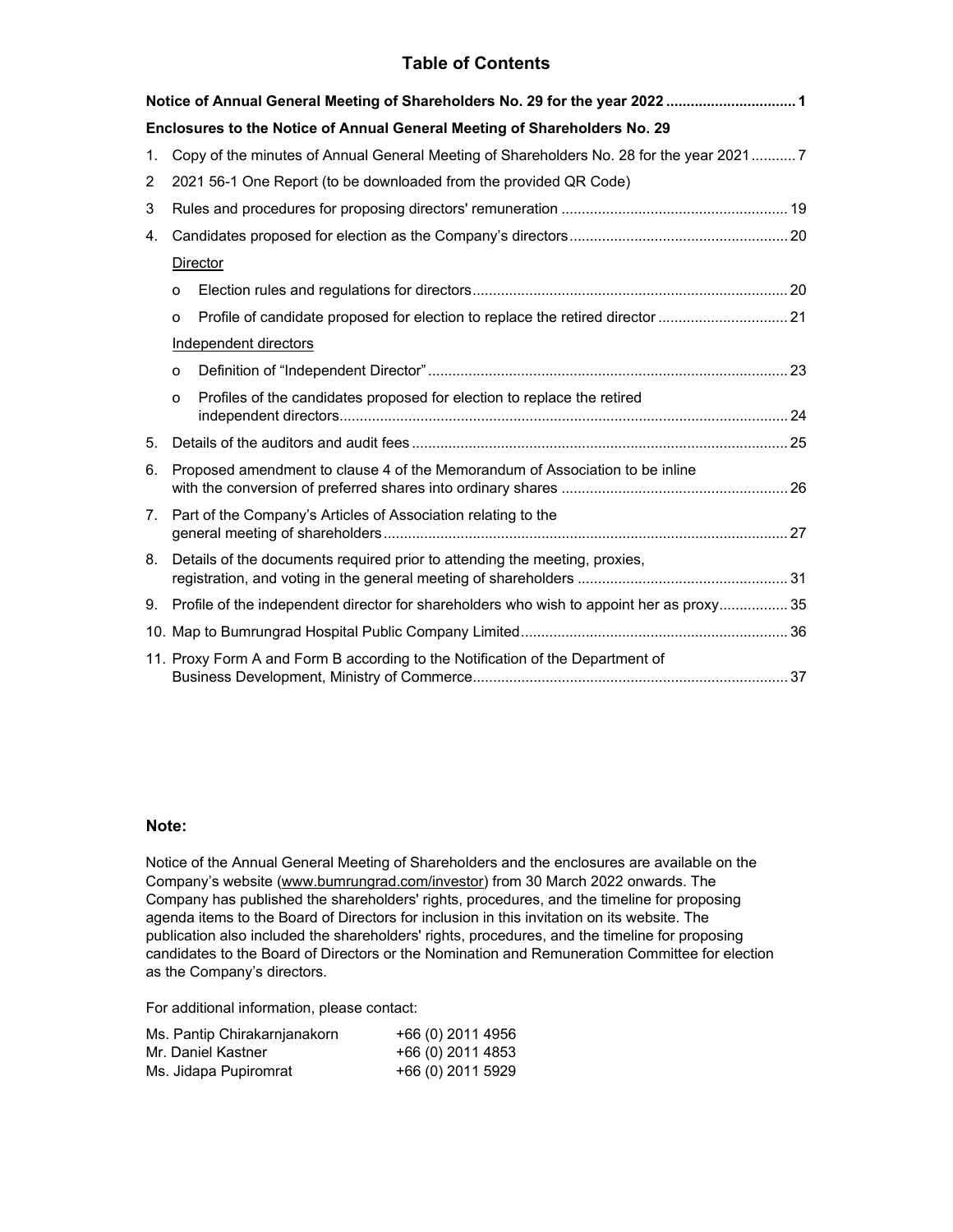# Table of Contents

**Notice of Annual General Meeting of Shareholders No. 29 for the year 2022 ................................ 1**

**Enclosures to the Notice of Annual General Meeting of Shareholders No. 29**

1. Copy of the minutes of Annual General Meeting of Shareholders No. 28 for the year 2021 ........... 7
2. 2021 56-1 One Report (to be downloaded from the provided QR Code)
3. Rules and procedures for proposing directors' remuneration ........................................................ 19
4. Candidates proposed for election as the Company's directors ...................................................... 20

   Director

   - Election rules and regulations for directors ............................................................................. 20
   - Profile of candidate proposed for election to replace the retired director ................................ 21

   Independent directors

   - Definition of "Independent Director" ........................................................................................ 23
   - Profiles of the candidates proposed for election to replace the retired independent directors ............................................................................................................... 24

5. Details of the auditors and audit fees ............................................................................................ 25
6. Proposed amendment to clause 4 of the Memorandum of Association to be inline with the conversion of preferred shares into ordinary shares ........................................................ 26
7. Part of the Company's Articles of Association relating to the general meeting of shareholders ................................................................................................... 27
8. Details of the documents required prior to attending the meeting, proxies, registration, and voting in the general meeting of shareholders .................................................... 31
9. Profile of the independent director for shareholders who wish to appoint her as proxy ................. 35
10. Map to Bumrungrad Hospital Public Company Limited ................................................................. 36
11. Proxy Form A and Form B according to the Notification of the Department of Business Development, Ministry of Commerce ............................................................................. 37

**Note:**

Notice of the Annual General Meeting of Shareholders and the enclosures are available on the Company's website (www.bumrungrad.com/investor) from 30 March 2022 onwards. The Company has published the shareholders' rights, procedures, and the timeline for proposing agenda items to the Board of Directors for inclusion in this invitation on its website. The publication also included the shareholders' rights, procedures, and the timeline for proposing candidates to the Board of Directors or the Nomination and Remuneration Committee for election as the Company's directors.

For additional information, please contact:

| | |
|---|---|
| Ms. Pantip Chirakarnjanakorn | +66 (0) 2011 4956 |
| Mr. Daniel Kastner | +66 (0) 2011 4853 |
| Ms. Jidapa Pupiromrat | +66 (0) 2011 5929 |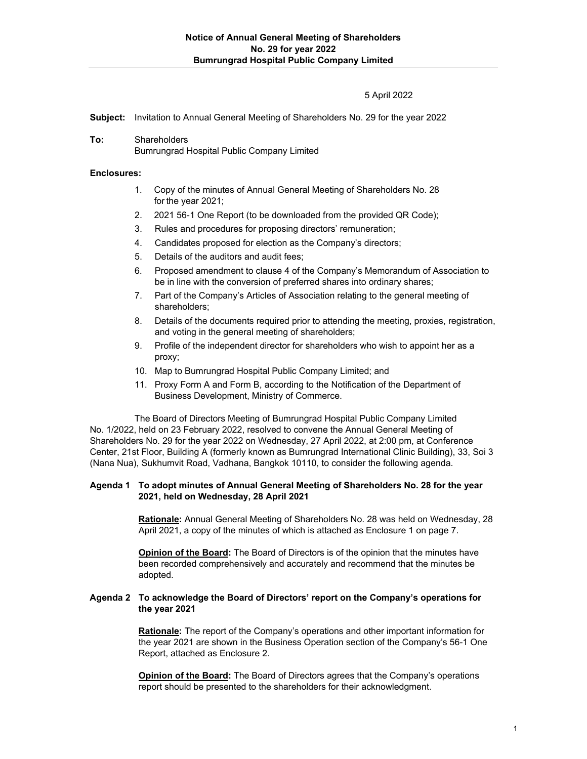**Notice of Annual General Meeting of Shareholders**
**No. 29 for year 2022**
**Bumrungrad Hospital Public Company Limited**

5 April 2022

**Subject:** Invitation to Annual General Meeting of Shareholders No. 29 for the year 2022

**To:** Shareholders
Bumrungrad Hospital Public Company Limited

**Enclosures:**

1. Copy of the minutes of Annual General Meeting of Shareholders No. 28 for the year 2021;
2. 2021 56-1 One Report (to be downloaded from the provided QR Code);
3. Rules and procedures for proposing directors' remuneration;
4. Candidates proposed for election as the Company's directors;
5. Details of the auditors and audit fees;
6. Proposed amendment to clause 4 of the Company's Memorandum of Association to be in line with the conversion of preferred shares into ordinary shares;
7. Part of the Company's Articles of Association relating to the general meeting of shareholders;
8. Details of the documents required prior to attending the meeting, proxies, registration, and voting in the general meeting of shareholders;
9. Profile of the independent director for shareholders who wish to appoint her as a proxy;
10. Map to Bumrungrad Hospital Public Company Limited; and
11. Proxy Form A and Form B, according to the Notification of the Department of Business Development, Ministry of Commerce.

The Board of Directors Meeting of Bumrungrad Hospital Public Company Limited No. 1/2022, held on 23 February 2022, resolved to convene the Annual General Meeting of Shareholders No. 29 for the year 2022 on Wednesday, 27 April 2022, at 2:00 pm, at Conference Center, 21st Floor, Building A (formerly known as Bumrungrad International Clinic Building), 33, Soi 3 (Nana Nua), Sukhumvit Road, Vadhana, Bangkok 10110, to consider the following agenda.

**Agenda 1 To adopt minutes of Annual General Meeting of Shareholders No. 28 for the year 2021, held on Wednesday, 28 April 2021**

**Rationale:** Annual General Meeting of Shareholders No. 28 was held on Wednesday, 28 April 2021, a copy of the minutes of which is attached as Enclosure 1 on page 7.

**Opinion of the Board:** The Board of Directors is of the opinion that the minutes have been recorded comprehensively and accurately and recommend that the minutes be adopted.

**Agenda 2 To acknowledge the Board of Directors' report on the Company's operations for the year 2021**

**Rationale:** The report of the Company's operations and other important information for the year 2021 are shown in the Business Operation section of the Company's 56-1 One Report, attached as Enclosure 2.

**Opinion of the Board:** The Board of Directors agrees that the Company's operations report should be presented to the shareholders for their acknowledgment.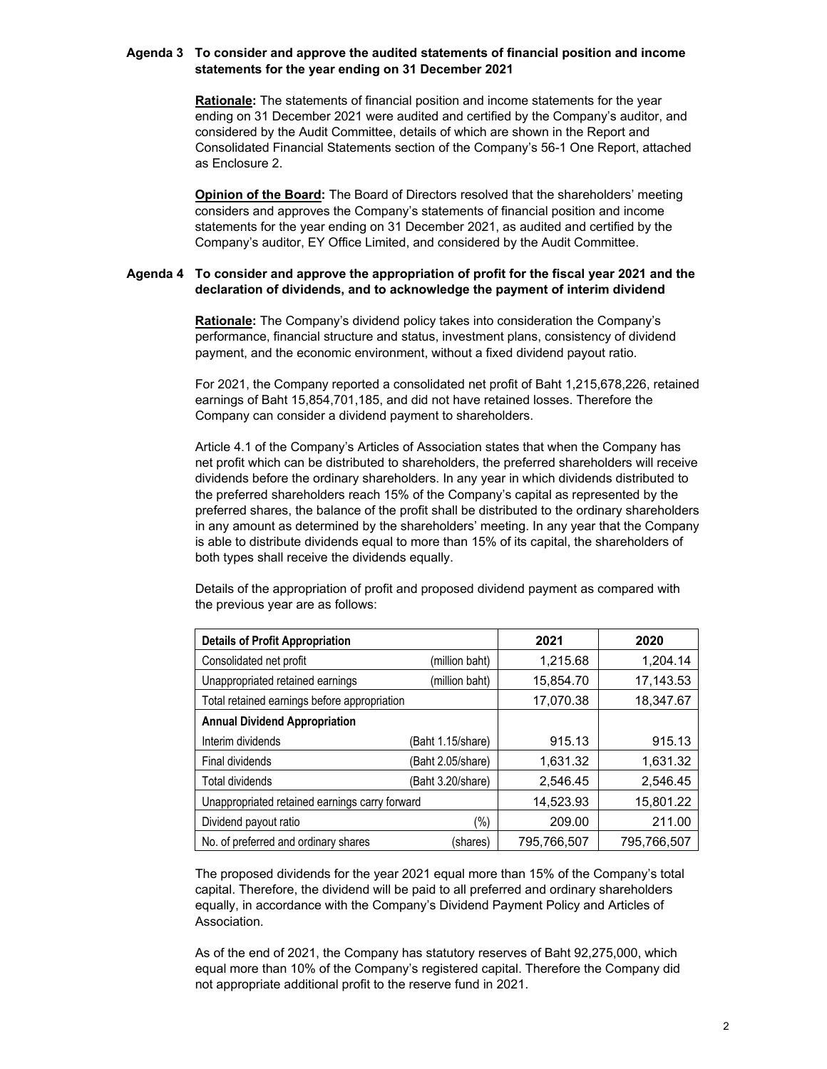**Agenda 3 To consider and approve the audited statements of financial position and income statements for the year ending on 31 December 2021**

**Rationale:** The statements of financial position and income statements for the year ending on 31 December 2021 were audited and certified by the Company's auditor, and considered by the Audit Committee, details of which are shown in the Report and Consolidated Financial Statements section of the Company's 56-1 One Report, attached as Enclosure 2.

**Opinion of the Board:** The Board of Directors resolved that the shareholders' meeting considers and approves the Company's statements of financial position and income statements for the year ending on 31 December 2021, as audited and certified by the Company's auditor, EY Office Limited, and considered by the Audit Committee.

**Agenda 4 To consider and approve the appropriation of profit for the fiscal year 2021 and the declaration of dividends, and to acknowledge the payment of interim dividend**

**Rationale:** The Company's dividend policy takes into consideration the Company's performance, financial structure and status, investment plans, consistency of dividend payment, and the economic environment, without a fixed dividend payout ratio.

For 2021, the Company reported a consolidated net profit of Baht 1,215,678,226, retained earnings of Baht 15,854,701,185, and did not have retained losses. Therefore the Company can consider a dividend payment to shareholders.

Article 4.1 of the Company's Articles of Association states that when the Company has net profit which can be distributed to shareholders, the preferred shareholders will receive dividends before the ordinary shareholders. In any year in which dividends distributed to the preferred shareholders reach 15% of the Company's capital as represented by the preferred shares, the balance of the profit shall be distributed to the ordinary shareholders in any amount as determined by the shareholders' meeting. In any year that the Company is able to distribute dividends equal to more than 15% of its capital, the shareholders of both types shall receive the dividends equally.

Details of the appropriation of profit and proposed dividend payment as compared with the previous year are as follows:

| **Details of Profit Appropriation** | | **2021** | **2020** |
|---|---|---|---|
| Consolidated net profit | (million baht) | 1,215.68 | 1,204.14 |
| Unappropriated retained earnings | (million baht) | 15,854.70 | 17,143.53 |
| Total retained earnings before appropriation | | 17,070.38 | 18,347.67 |
| **Annual Dividend Appropriation** | | | |
| Interim dividends | (Baht 1.15/share) | 915.13 | 915.13 |
| Final dividends | (Baht 2.05/share) | 1,631.32 | 1,631.32 |
| Total dividends | (Baht 3.20/share) | 2,546.45 | 2,546.45 |
| Unappropriated retained earnings carry forward | | 14,523.93 | 15,801.22 |
| Dividend payout ratio | (%) | 209.00 | 211.00 |
| No. of preferred and ordinary shares | (shares) | 795,766,507 | 795,766,507 |

The proposed dividends for the year 2021 equal more than 15% of the Company's total capital. Therefore, the dividend will be paid to all preferred and ordinary shareholders equally, in accordance with the Company's Dividend Payment Policy and Articles of Association.

As of the end of 2021, the Company has statutory reserves of Baht 92,275,000, which equal more than 10% of the Company's registered capital. Therefore the Company did not appropriate additional profit to the reserve fund in 2021.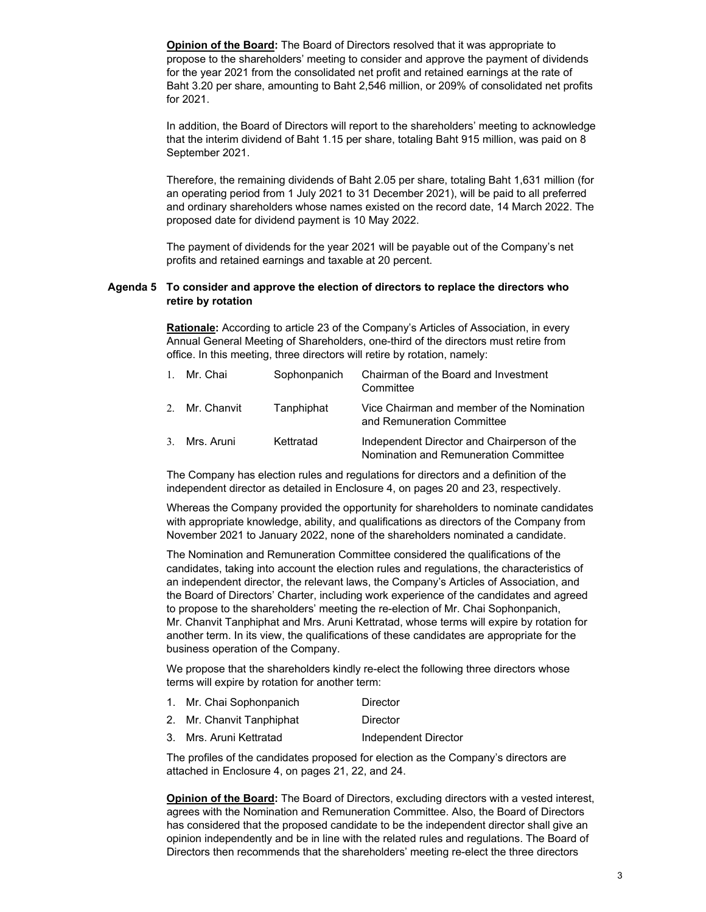**Opinion of the Board:** The Board of Directors resolved that it was appropriate to propose to the shareholders' meeting to consider and approve the payment of dividends for the year 2021 from the consolidated net profit and retained earnings at the rate of Baht 3.20 per share, amounting to Baht 2,546 million, or 209% of consolidated net profits for 2021.

In addition, the Board of Directors will report to the shareholders' meeting to acknowledge that the interim dividend of Baht 1.15 per share, totaling Baht 915 million, was paid on 8 September 2021.

Therefore, the remaining dividends of Baht 2.05 per share, totaling Baht 1,631 million (for an operating period from 1 July 2021 to 31 December 2021), will be paid to all preferred and ordinary shareholders whose names existed on the record date, 14 March 2022. The proposed date for dividend payment is 10 May 2022.

The payment of dividends for the year 2021 will be payable out of the Company's net profits and retained earnings and taxable at 20 percent.

### Agenda 5 To consider and approve the election of directors to replace the directors who retire by rotation

**Rationale:** According to article 23 of the Company's Articles of Association, in every Annual General Meeting of Shareholders, one-third of the directors must retire from office. In this meeting, three directors will retire by rotation, namely:

| | | | |
|---|---|---|---|
| 1. | Mr. Chai | Sophonpanich | Chairman of the Board and Investment Committee |
| 2. | Mr. Chanvit | Tanphiphat | Vice Chairman and member of the Nomination and Remuneration Committee |
| 3. | Mrs. Aruni | Kettratad | Independent Director and Chairperson of the Nomination and Remuneration Committee |

The Company has election rules and regulations for directors and a definition of the independent director as detailed in Enclosure 4, on pages 20 and 23, respectively.

Whereas the Company provided the opportunity for shareholders to nominate candidates with appropriate knowledge, ability, and qualifications as directors of the Company from November 2021 to January 2022, none of the shareholders nominated a candidate.

The Nomination and Remuneration Committee considered the qualifications of the candidates, taking into account the election rules and regulations, the characteristics of an independent director, the relevant laws, the Company's Articles of Association, and the Board of Directors' Charter, including work experience of the candidates and agreed to propose to the shareholders' meeting the re-election of Mr. Chai Sophonpanich, Mr. Chanvit Tanphiphat and Mrs. Aruni Kettratad, whose terms will expire by rotation for another term. In its view, the qualifications of these candidates are appropriate for the business operation of the Company.

We propose that the shareholders kindly re-elect the following three directors whose terms will expire by rotation for another term:

| | |
|---|---|
| 1. Mr. Chai Sophonpanich | Director |
| 2. Mr. Chanvit Tanphiphat | Director |
| 3. Mrs. Aruni Kettratad | Independent Director |

The profiles of the candidates proposed for election as the Company's directors are attached in Enclosure 4, on pages 21, 22, and 24.

**Opinion of the Board:** The Board of Directors, excluding directors with a vested interest, agrees with the Nomination and Remuneration Committee. Also, the Board of Directors has considered that the proposed candidate to be the independent director shall give an opinion independently and be in line with the related rules and regulations. The Board of Directors then recommends that the shareholders' meeting re-elect the three directors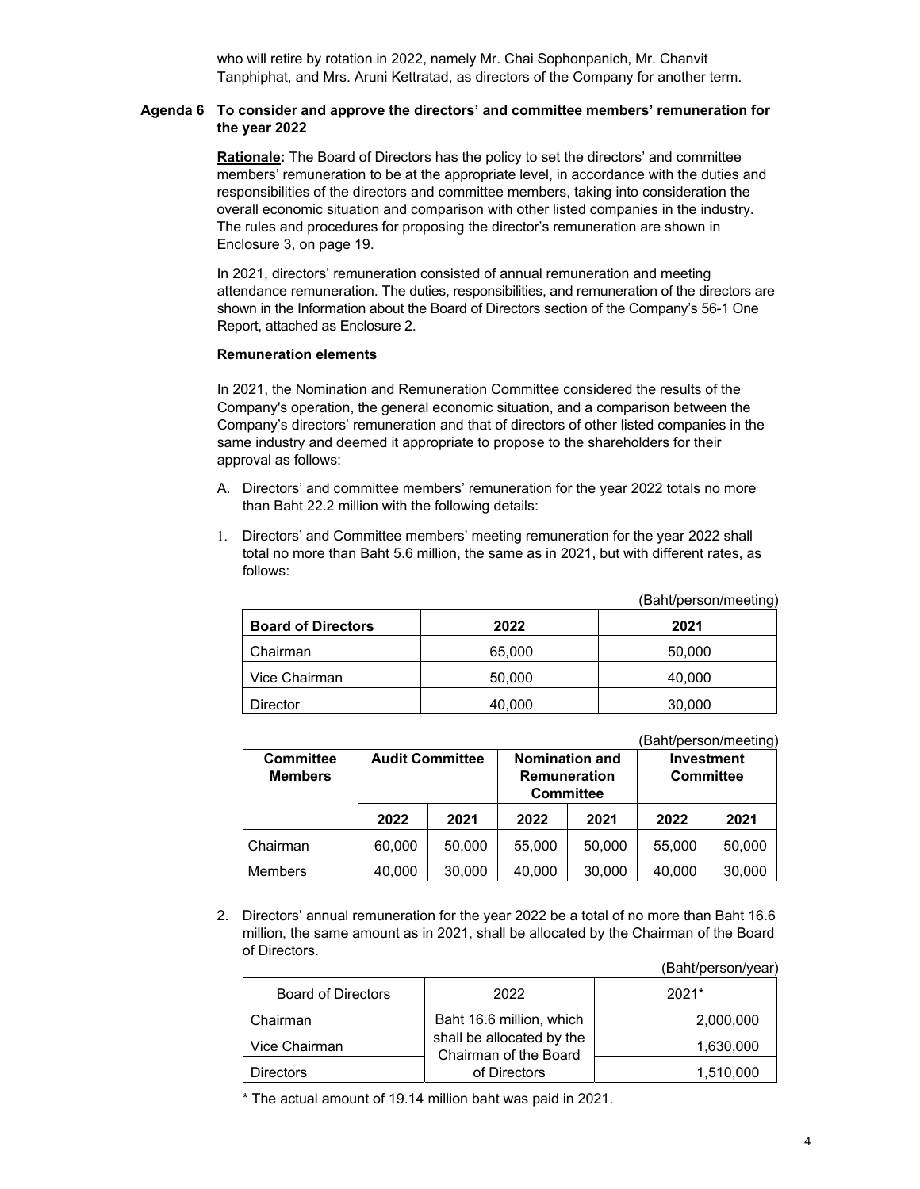who will retire by rotation in 2022, namely Mr. Chai Sophonpanich, Mr. Chanvit Tanphiphat, and Mrs. Aruni Kettratad, as directors of the Company for another term.

**Agenda 6 To consider and approve the directors' and committee members' remuneration for the year 2022**

**Rationale:** The Board of Directors has the policy to set the directors' and committee members' remuneration to be at the appropriate level, in accordance with the duties and responsibilities of the directors and committee members, taking into consideration the overall economic situation and comparison with other listed companies in the industry. The rules and procedures for proposing the director's remuneration are shown in Enclosure 3, on page 19.

In 2021, directors' remuneration consisted of annual remuneration and meeting attendance remuneration. The duties, responsibilities, and remuneration of the directors are shown in the Information about the Board of Directors section of the Company's 56-1 One Report, attached as Enclosure 2.

**Remuneration elements**

In 2021, the Nomination and Remuneration Committee considered the results of the Company's operation, the general economic situation, and a comparison between the Company's directors' remuneration and that of directors of other listed companies in the same industry and deemed it appropriate to propose to the shareholders for their approval as follows:

A. Directors' and committee members' remuneration for the year 2022 totals no more than Baht 22.2 million with the following details:

1. Directors' and Committee members' meeting remuneration for the year 2022 shall total no more than Baht 5.6 million, the same as in 2021, but with different rates, as follows:

(Baht/person/meeting)

| Board of Directors | 2022 | 2021 |
|---|---|---|
| Chairman | 65,000 | 50,000 |
| Vice Chairman | 50,000 | 40,000 |
| Director | 40,000 | 30,000 |

(Baht/person/meeting)

| Committee Members | Audit Committee | | Nomination and Remuneration Committee | | Investment Committee | |
|---|---|---|---|---|---|---|
| | 2022 | 2021 | 2022 | 2021 | 2022 | 2021 |
| Chairman | 60,000 | 50,000 | 55,000 | 50,000 | 55,000 | 50,000 |
| Members | 40,000 | 30,000 | 40,000 | 30,000 | 40,000 | 30,000 |

2. Directors' annual remuneration for the year 2022 be a total of no more than Baht 16.6 million, the same amount as in 2021, shall be allocated by the Chairman of the Board of Directors.

(Baht/person/year)

| Board of Directors | 2022 | 2021* |
|---|---|---|
| Chairman | Baht 16.6 million, which shall be allocated by the Chairman of the Board of Directors | 2,000,000 |
| Vice Chairman | | 1,630,000 |
| Directors | | 1,510,000 |

\* The actual amount of 19.14 million baht was paid in 2021.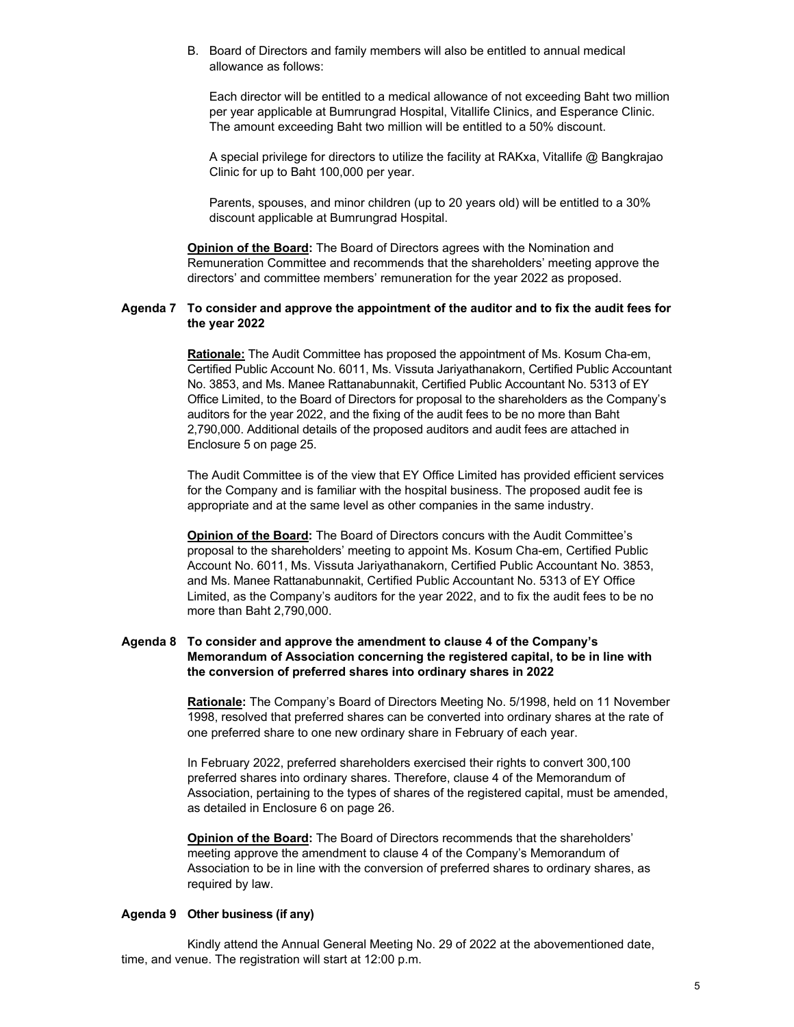B. Board of Directors and family members will also be entitled to annual medical allowance as follows:

Each director will be entitled to a medical allowance of not exceeding Baht two million per year applicable at Bumrungrad Hospital, Vitallife Clinics, and Esperance Clinic. The amount exceeding Baht two million will be entitled to a 50% discount.

A special privilege for directors to utilize the facility at RAKxa, Vitallife @ Bangkrajao Clinic for up to Baht 100,000 per year.

Parents, spouses, and minor children (up to 20 years old) will be entitled to a 30% discount applicable at Bumrungrad Hospital.

**Opinion of the Board:** The Board of Directors agrees with the Nomination and Remuneration Committee and recommends that the shareholders' meeting approve the directors' and committee members' remuneration for the year 2022 as proposed.

**Agenda 7 To consider and approve the appointment of the auditor and to fix the audit fees for the year 2022**

**Rationale:** The Audit Committee has proposed the appointment of Ms. Kosum Cha-em, Certified Public Account No. 6011, Ms. Vissuta Jariyathanakorn, Certified Public Accountant No. 3853, and Ms. Manee Rattanabunnakit, Certified Public Accountant No. 5313 of EY Office Limited, to the Board of Directors for proposal to the shareholders as the Company's auditors for the year 2022, and the fixing of the audit fees to be no more than Baht 2,790,000. Additional details of the proposed auditors and audit fees are attached in Enclosure 5 on page 25.

The Audit Committee is of the view that EY Office Limited has provided efficient services for the Company and is familiar with the hospital business. The proposed audit fee is appropriate and at the same level as other companies in the same industry.

**Opinion of the Board:** The Board of Directors concurs with the Audit Committee's proposal to the shareholders' meeting to appoint Ms. Kosum Cha-em, Certified Public Account No. 6011, Ms. Vissuta Jariyathanakorn, Certified Public Accountant No. 3853, and Ms. Manee Rattanabunnakit, Certified Public Accountant No. 5313 of EY Office Limited, as the Company's auditors for the year 2022, and to fix the audit fees to be no more than Baht 2,790,000.

**Agenda 8 To consider and approve the amendment to clause 4 of the Company's Memorandum of Association concerning the registered capital, to be in line with the conversion of preferred shares into ordinary shares in 2022**

**Rationale:** The Company's Board of Directors Meeting No. 5/1998, held on 11 November 1998, resolved that preferred shares can be converted into ordinary shares at the rate of one preferred share to one new ordinary share in February of each year.

In February 2022, preferred shareholders exercised their rights to convert 300,100 preferred shares into ordinary shares. Therefore, clause 4 of the Memorandum of Association, pertaining to the types of shares of the registered capital, must be amended, as detailed in Enclosure 6 on page 26.

**Opinion of the Board:** The Board of Directors recommends that the shareholders' meeting approve the amendment to clause 4 of the Company's Memorandum of Association to be in line with the conversion of preferred shares to ordinary shares, as required by law.

**Agenda 9 Other business (if any)**

Kindly attend the Annual General Meeting No. 29 of 2022 at the abovementioned date, time, and venue. The registration will start at 12:00 p.m.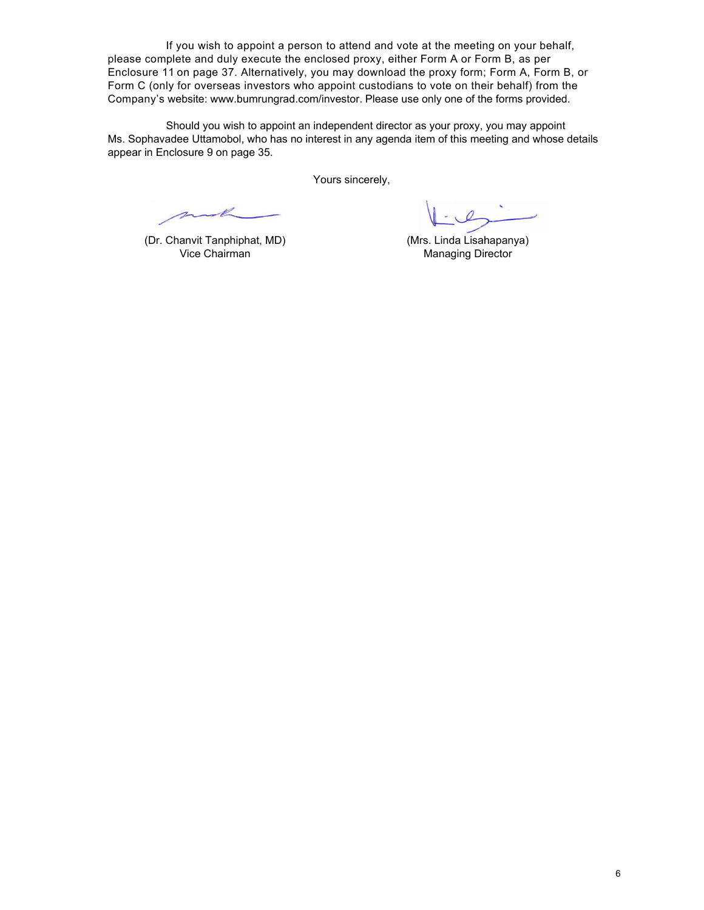If you wish to appoint a person to attend and vote at the meeting on your behalf, please complete and duly execute the enclosed proxy, either Form A or Form B, as per Enclosure 11 on page 37. Alternatively, you may download the proxy form; Form A, Form B, or Form C (only for overseas investors who appoint custodians to vote on their behalf) from the Company's website: www.bumrungrad.com/investor. Please use only one of the forms provided.

Should you wish to appoint an independent director as your proxy, you may appoint Ms. Sophavadee Uttamobol, who has no interest in any agenda item of this meeting and whose details appear in Enclosure 9 on page 35.

Yours sincerely,

| | |
|---|---|
| (Dr. Chanvit Tanphiphat, MD) | (Mrs. Linda Lisahapanya) |
| Vice Chairman | Managing Director |